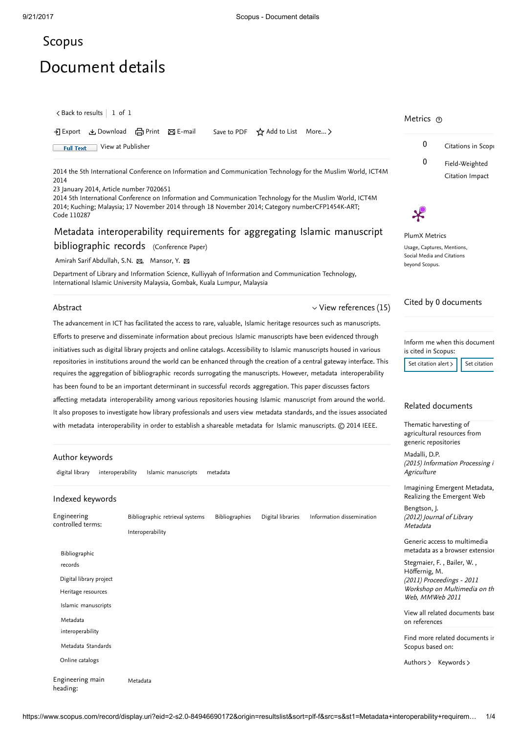# Scopus

# Document details

< Back to results | 1 of 1

Export | Download | Print | E-mail | Save to PDF | Add to List | More... >

Full Text | View at Publisher

2014 the 5th International Conference on Information and Communication Technology for the Muslim World, ICT4M 2014
23 January 2014, Article number 7020651
2014 5th International Conference on Information and Communication Technology for the Muslim World, ICT4M 2014; Kuching; Malaysia; 17 November 2014 through 18 November 2014; Category numberCFP1454K-ART; Code 110287

## Metadata interoperability requirements for aggregating Islamic manuscript bibliographic records (Conference Paper)

Amirah Sarif Abdullah, S.N., Mansor, Y.

Department of Library and Information Science, Kulliyyah of Information and Communication Technology, International Islamic University Malaysia, Gombak, Kuala Lumpur, Malaysia

### Abstract

View references (15)

The advancement in ICT has facilitated the access to rare, valuable, Islamic heritage resources such as manuscripts. Efforts to preserve and disseminate information about precious Islamic manuscripts have been evidenced through initiatives such as digital library projects and online catalogs. Accessibility to Islamic manuscripts housed in various repositories in institutions around the world can be enhanced through the creation of a central gateway interface. This requires the aggregation of bibliographic records surrogating the manuscripts. However, metadata interoperability has been found to be an important determinant in successful records aggregation. This paper discusses factors affecting metadata interoperability among various repositories housing Islamic manuscript from around the world. It also proposes to investigate how library professionals and users view metadata standards, and the issues associated with metadata interoperability in order to establish a shareable metadata for Islamic manuscripts. © 2014 IEEE.

### Author keywords

digital library | interoperability | Islamic manuscripts | metadata

### Indexed keywords

Engineering controlled terms: Bibliographic retrieval systems | Bibliographies | Digital libraries | Information dissemination | Interoperability

Bibliographic records
Digital library project
Heritage resources
Islamic manuscripts
Metadata interoperability
Metadata Standards
Online catalogs

Engineering main heading: Metadata

## Metrics

0 Citations in Scopus

0 Field-Weighted Citation Impact

PlumX Metrics

Usage, Captures, Mentions, Social Media and Citations beyond Scopus.

## Cited by 0 documents

Inform me when this document is cited in Scopus:

Set citation alert > | Set citation

## Related documents

Thematic harvesting of agricultural resources from generic repositories
Madalli, D.P.
*(2015) Information Processing in Agriculture*

Imagining Emergent Metadata, Realizing the Emergent Web
Bengtson, J.
*(2012) Journal of Library Metadata*

Generic access to multimedia metadata as a browser extension
Stegmaier, F. , Bailer, W. , Höffernig, M.
*(2011) Proceedings - 2011 Workshop on Multimedia on the Web, MMWeb 2011*

View all related documents based on references

Find more related documents in Scopus based on:

Authors > | Keywords >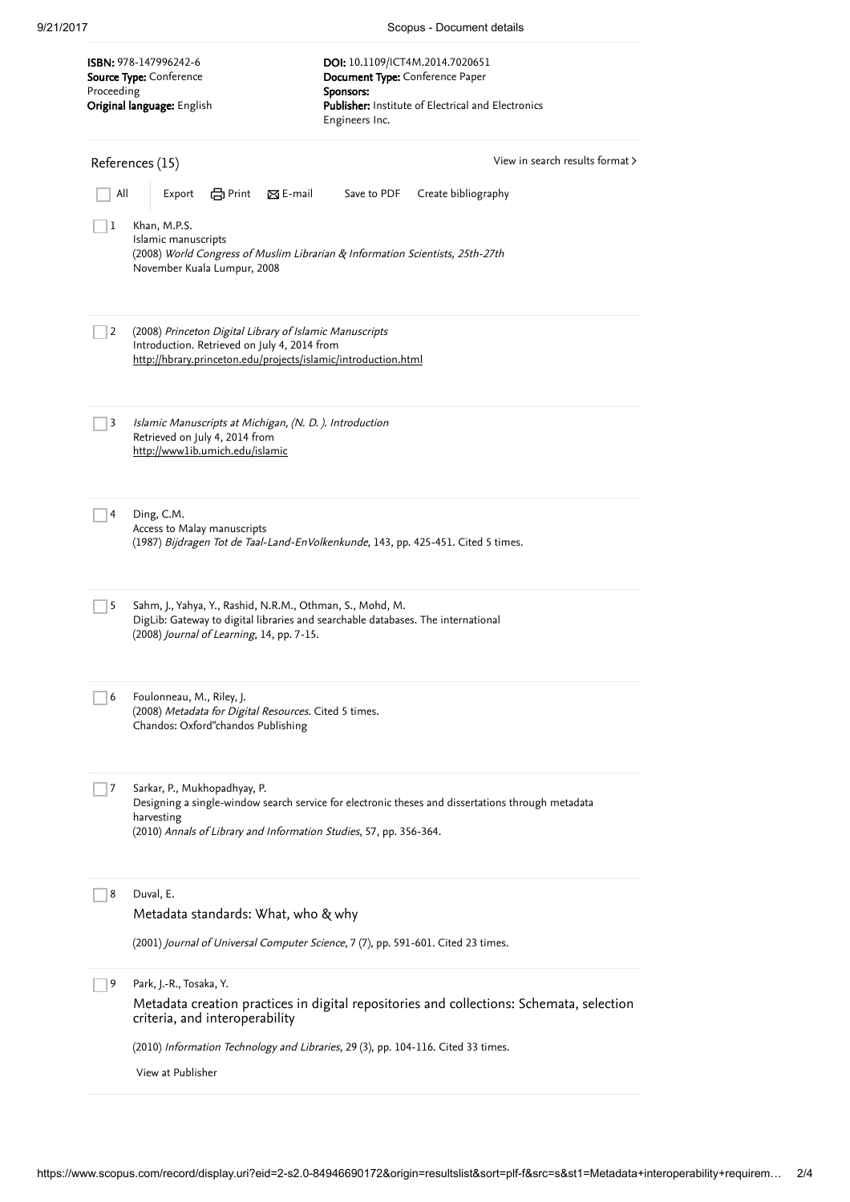**ISBN:** 978-147996242-6
**Source Type:** Conference Proceeding
**Original language:** English

**DOI:** 10.1109/ICT4M.2014.7020651
**Document Type:** Conference Paper
**Sponsors:**
**Publisher:** Institute of Electrical and Electronics Engineers Inc.

## References (15)

View in search results format >

All | Export | Print | E-mail | Save to PDF | Create bibliography

1. Khan, M.P.S.
   Islamic manuscripts
   (2008) *World Congress of Muslim Librarian & Information Scientists, 25th-27th* November Kuala Lumpur, 2008

2. (2008) *Princeton Digital Library of Islamic Manuscripts*
   Introduction. Retrieved on July 4, 2014 from
   http://hbrary.princeton.edu/projects/islamic/introduction.html

3. *Islamic Manuscripts at Michigan, (N. D. ). Introduction*
   Retrieved on July 4, 2014 from
   http://www1ib.umich.edu/islamic

4. Ding, C.M.
   Access to Malay manuscripts
   (1987) *Bijdragen Tot de Taal-Land-EnVolkenkunde*, 143, pp. 425-451. Cited 5 times.

5. Sahm, J., Yahya, Y., Rashid, N.R.M., Othman, S., Mohd, M.
   DigLib: Gateway to digital libraries and searchable databases. The international
   (2008) *Journal of Learning*, 14, pp. 7-15.

6. Foulonneau, M., Riley, J.
   (2008) *Metadata for Digital Resources*. Cited 5 times.
   Chandos: Oxford"chandos Publishing

7. Sarkar, P., Mukhopadhyay, P.
   Designing a single-window search service for electronic theses and dissertations through metadata harvesting
   (2010) *Annals of Library and Information Studies*, 57, pp. 356-364.

8. Duval, E.
   Metadata standards: What, who & why
   (2001) *Journal of Universal Computer Science*, 7 (7), pp. 591-601. Cited 23 times.

9. Park, J.-R., Tosaka, Y.
   Metadata creation practices in digital repositories and collections: Schemata, selection criteria, and interoperability
   (2010) *Information Technology and Libraries*, 29 (3), pp. 104-116. Cited 33 times.
   View at Publisher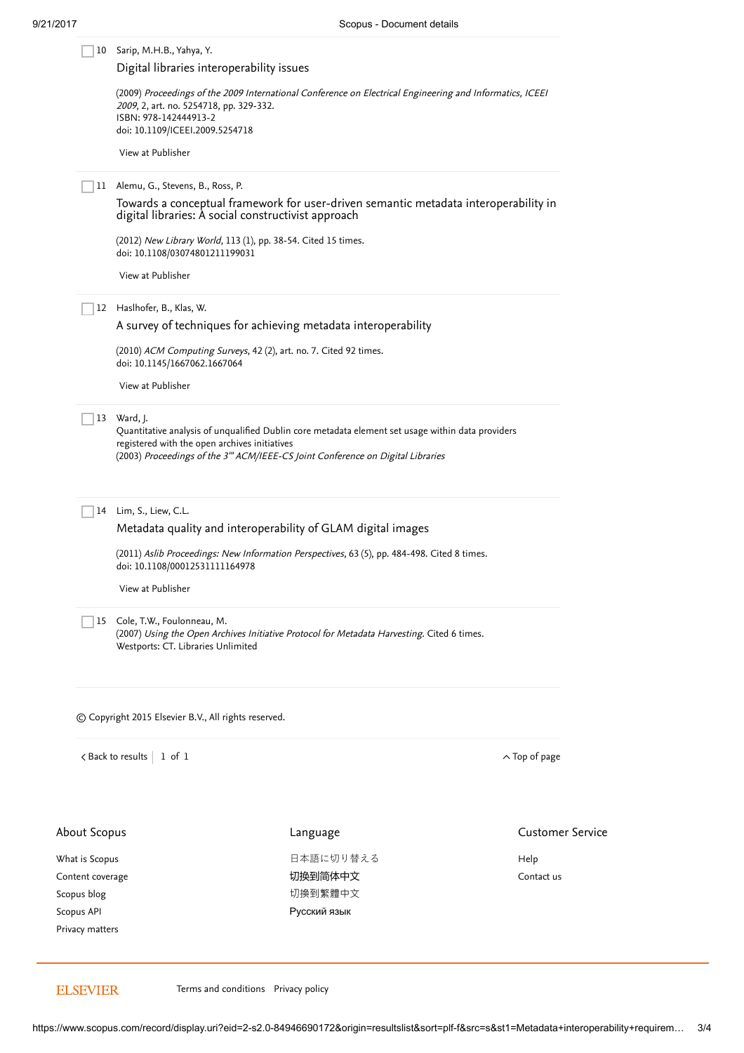10 Sarip, M.H.B., Yahya, Y.

Digital libraries interoperability issues

(2009) *Proceedings of the 2009 International Conference on Electrical Engineering and Informatics, ICEEI 2009*, 2, art. no. 5254718, pp. 329-332.
ISBN: 978-142444913-2
doi: 10.1109/ICEEI.2009.5254718

View at Publisher

11 Alemu, G., Stevens, B., Ross, P.

Towards a conceptual framework for user-driven semantic metadata interoperability in digital libraries: A social constructivist approach

(2012) *New Library World*, 113 (1), pp. 38-54. Cited 15 times.
doi: 10.1108/03074801211199031

View at Publisher

12 Haslhofer, B., Klas, W.

A survey of techniques for achieving metadata interoperability

(2010) *ACM Computing Surveys*, 42 (2), art. no. 7. Cited 92 times.
doi: 10.1145/1667062.1667064

View at Publisher

13 Ward, J.

Quantitative analysis of unqualified Dublin core metadata element set usage within data providers registered with the open archives initiatives
(2003) *Proceedings of the 3'' ACM/IEEE-CS Joint Conference on Digital Libraries*

14 Lim, S., Liew, C.L.

Metadata quality and interoperability of GLAM digital images

(2011) *Aslib Proceedings: New Information Perspectives*, 63 (5), pp. 484-498. Cited 8 times.
doi: 10.1108/00012531111164978

View at Publisher

15 Cole, T.W., Foulonneau, M.
(2007) *Using the Open Archives Initiative Protocol for Metadata Harvesting*. Cited 6 times.
Westports: CT. Libraries Unlimited

© Copyright 2015 Elsevier B.V., All rights reserved.

‹ Back to results | 1 of 1 ^ Top of page

**About Scopus**

What is Scopus
Content coverage
Scopus blog
Scopus API
Privacy matters

**Language**

日本語に切り替える
切换到简体中文
切換到繁體中文
Русский язык

**Customer Service**

Help
Contact us

ELSEVIER Terms and conditions Privacy policy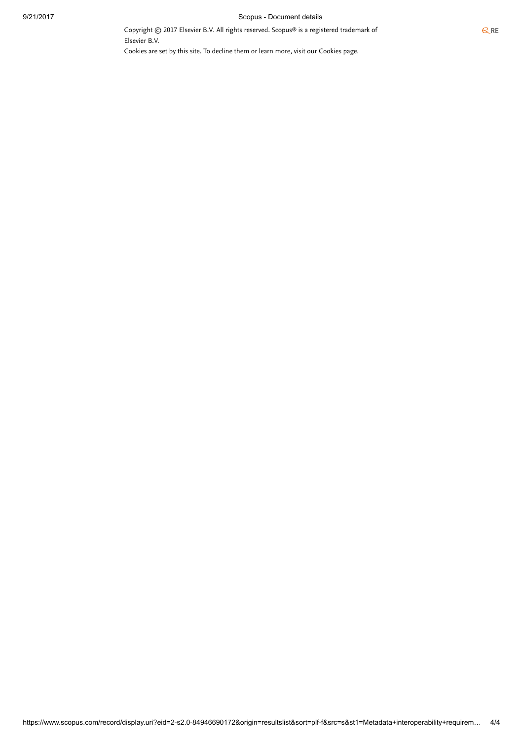Copyright © 2017 Elsevier B.V. All rights reserved. Scopus® is a registered trademark of Elsevier B.V.

Cookies are set by this site. To decline them or learn more, visit our Cookies page.